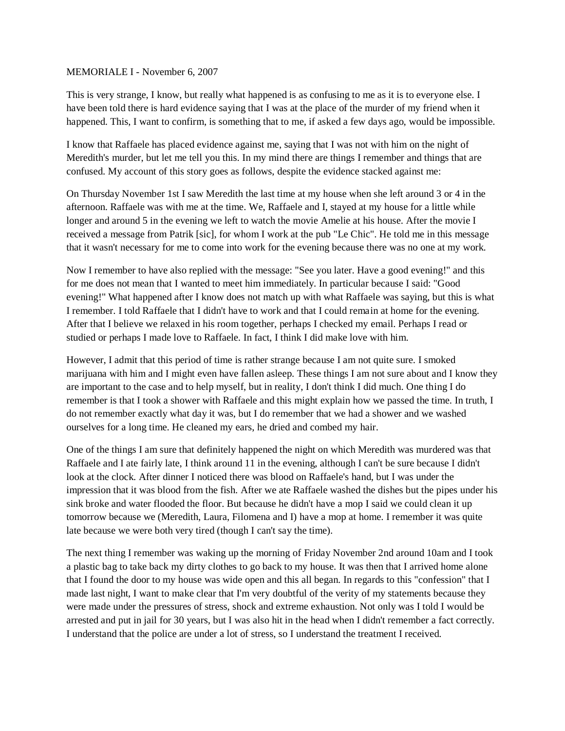MEMORIALE I - November 6, 2007

This is very strange, I know, but really what happened is as confusing to me as it is to everyone else. I have been told there is hard evidence saying that I was at the place of the murder of my friend when it happened. This, I want to confirm, is something that to me, if asked a few days ago, would be impossible.

I know that Raffaele has placed evidence against me, saying that I was not with him on the night of Meredith's murder, but let me tell you this. In my mind there are things I remember and things that are confused. My account of this story goes as follows, despite the evidence stacked against me:

On Thursday November 1st I saw Meredith the last time at my house when she left around 3 or 4 in the afternoon. Raffaele was with me at the time. We, Raffaele and I, stayed at my house for a little while longer and around 5 in the evening we left to watch the movie Amelie at his house. After the movie I received a message from Patrik [sic], for whom I work at the pub "Le Chic". He told me in this message that it wasn't necessary for me to come into work for the evening because there was no one at my work.

Now I remember to have also replied with the message: "See you later. Have a good evening!" and this for me does not mean that I wanted to meet him immediately. In particular because I said: "Good evening!" What happened after I know does not match up with what Raffaele was saying, but this is what I remember. I told Raffaele that I didn't have to work and that I could remain at home for the evening. After that I believe we relaxed in his room together, perhaps I checked my email. Perhaps I read or studied or perhaps I made love to Raffaele. In fact, I think I did make love with him.

However, I admit that this period of time is rather strange because I am not quite sure. I smoked marijuana with him and I might even have fallen asleep. These things I am not sure about and I know they are important to the case and to help myself, but in reality, I don't think I did much. One thing I do remember is that I took a shower with Raffaele and this might explain how we passed the time. In truth, I do not remember exactly what day it was, but I do remember that we had a shower and we washed ourselves for a long time. He cleaned my ears, he dried and combed my hair.

One of the things I am sure that definitely happened the night on which Meredith was murdered was that Raffaele and I ate fairly late, I think around 11 in the evening, although I can't be sure because I didn't look at the clock. After dinner I noticed there was blood on Raffaele's hand, but I was under the impression that it was blood from the fish. After we ate Raffaele washed the dishes but the pipes under his sink broke and water flooded the floor. But because he didn't have a mop I said we could clean it up tomorrow because we (Meredith, Laura, Filomena and I) have a mop at home. I remember it was quite late because we were both very tired (though I can't say the time).

The next thing I remember was waking up the morning of Friday November 2nd around 10am and I took a plastic bag to take back my dirty clothes to go back to my house. It was then that I arrived home alone that I found the door to my house was wide open and this all began. In regards to this "confession" that I made last night, I want to make clear that I'm very doubtful of the verity of my statements because they were made under the pressures of stress, shock and extreme exhaustion. Not only was I told I would be arrested and put in jail for 30 years, but I was also hit in the head when I didn't remember a fact correctly. I understand that the police are under a lot of stress, so I understand the treatment I received.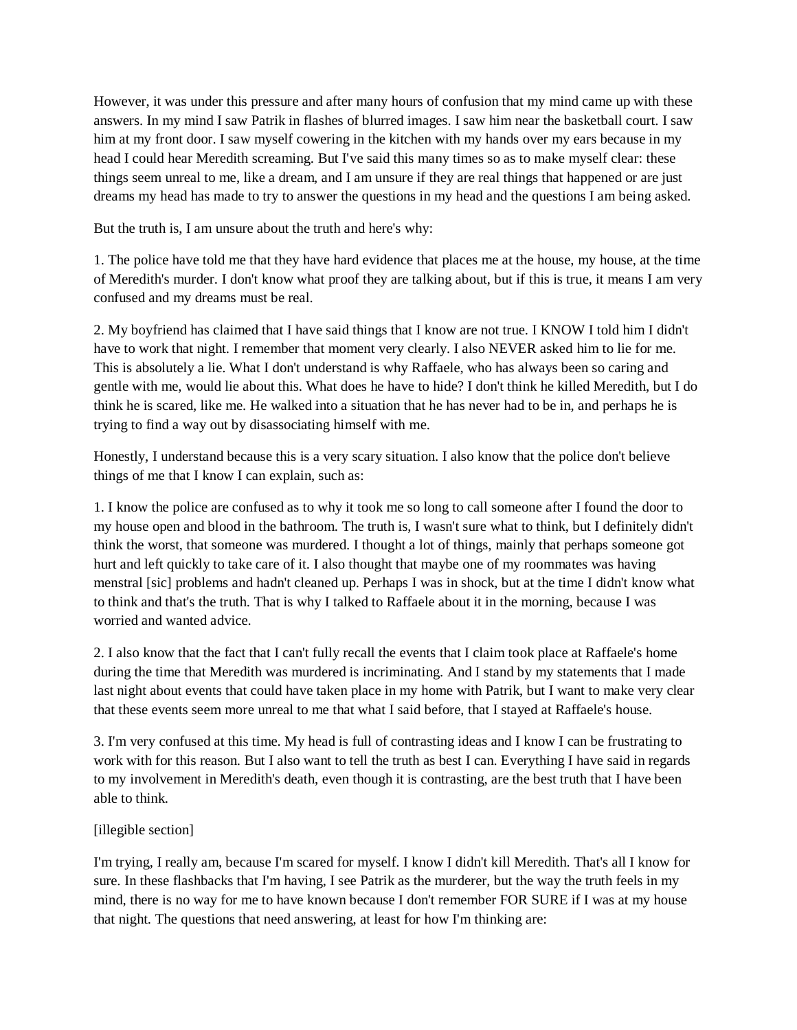However, it was under this pressure and after many hours of confusion that my mind came up with these answers. In my mind I saw Patrik in flashes of blurred images. I saw him near the basketball court. I saw him at my front door. I saw myself cowering in the kitchen with my hands over my ears because in my head I could hear Meredith screaming. But I've said this many times so as to make myself clear: these things seem unreal to me, like a dream, and I am unsure if they are real things that happened or are just dreams my head has made to try to answer the questions in my head and the questions I am being asked.

But the truth is, I am unsure about the truth and here's why:

1. The police have told me that they have hard evidence that places me at the house, my house, at the time of Meredith's murder. I don't know what proof they are talking about, but if this is true, it means I am very confused and my dreams must be real.

2. My boyfriend has claimed that I have said things that I know are not true. I KNOW I told him I didn't have to work that night. I remember that moment very clearly. I also NEVER asked him to lie for me. This is absolutely a lie. What I don't understand is why Raffaele, who has always been so caring and gentle with me, would lie about this. What does he have to hide? I don't think he killed Meredith, but I do think he is scared, like me. He walked into a situation that he has never had to be in, and perhaps he is trying to find a way out by disassociating himself with me.

Honestly, I understand because this is a very scary situation. I also know that the police don't believe things of me that I know I can explain, such as:

1. I know the police are confused as to why it took me so long to call someone after I found the door to my house open and blood in the bathroom. The truth is, I wasn't sure what to think, but I definitely didn't think the worst, that someone was murdered. I thought a lot of things, mainly that perhaps someone got hurt and left quickly to take care of it. I also thought that maybe one of my roommates was having menstral [sic] problems and hadn't cleaned up. Perhaps I was in shock, but at the time I didn't know what to think and that's the truth. That is why I talked to Raffaele about it in the morning, because I was worried and wanted advice.

2. I also know that the fact that I can't fully recall the events that I claim took place at Raffaele's home during the time that Meredith was murdered is incriminating. And I stand by my statements that I made last night about events that could have taken place in my home with Patrik, but I want to make very clear that these events seem more unreal to me that what I said before, that I stayed at Raffaele's house.

3. I'm very confused at this time. My head is full of contrasting ideas and I know I can be frustrating to work with for this reason. But I also want to tell the truth as best I can. Everything I have said in regards to my involvement in Meredith's death, even though it is contrasting, are the best truth that I have been able to think.

[illegible section]

I'm trying, I really am, because I'm scared for myself. I know I didn't kill Meredith. That's all I know for sure. In these flashbacks that I'm having, I see Patrik as the murderer, but the way the truth feels in my mind, there is no way for me to have known because I don't remember FOR SURE if I was at my house that night. The questions that need answering, at least for how I'm thinking are: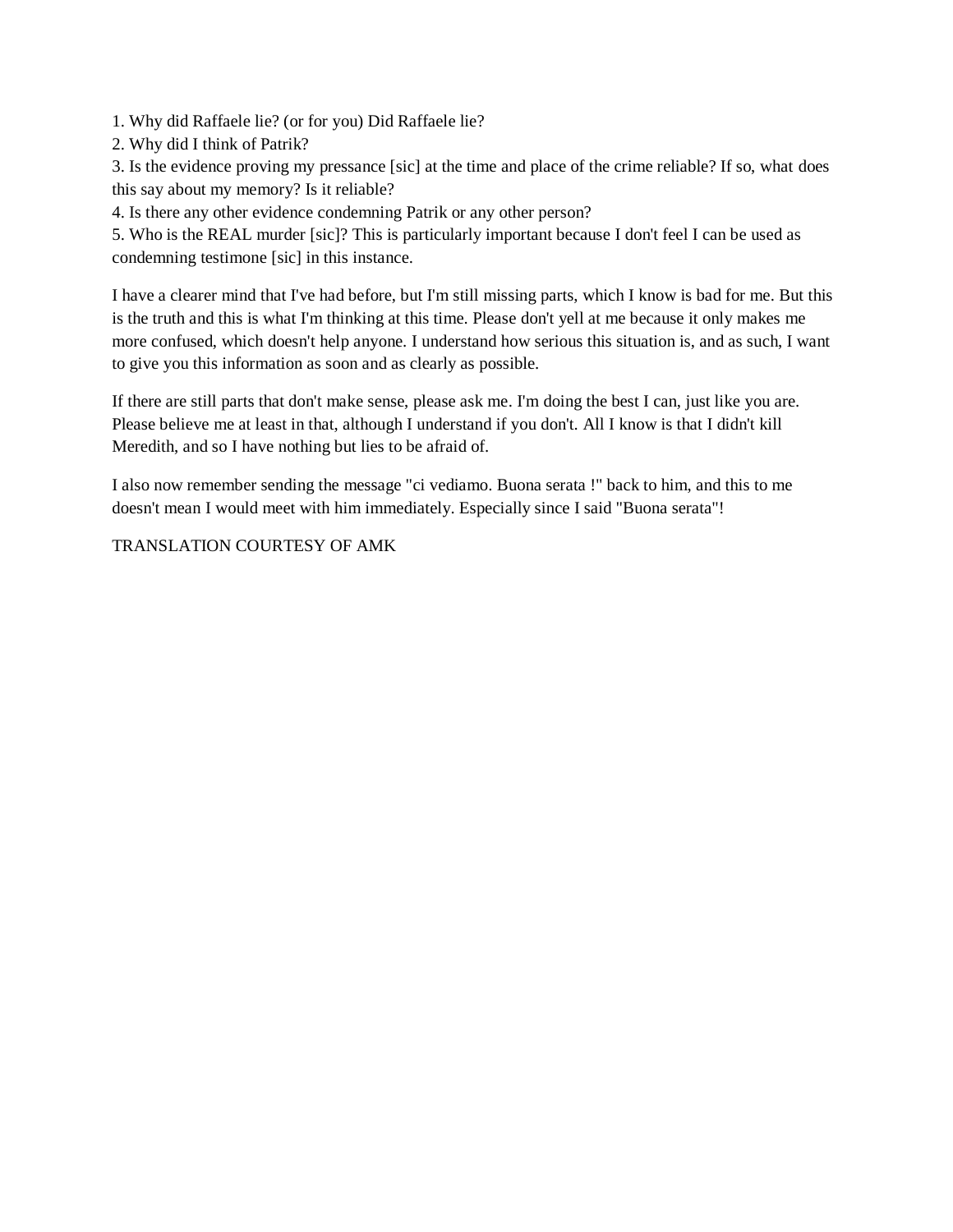1. Why did Raffaele lie? (or for you) Did Raffaele lie?
2. Why did I think of Patrik?
3. Is the evidence proving my pressance [sic] at the time and place of the crime reliable? If so, what does this say about my memory? Is it reliable?
4. Is there any other evidence condemning Patrik or any other person?
5. Who is the REAL murder [sic]? This is particularly important because I don't feel I can be used as condemning testimone [sic] in this instance.

I have a clearer mind that I've had before, but I'm still missing parts, which I know is bad for me. But this is the truth and this is what I'm thinking at this time. Please don't yell at me because it only makes me more confused, which doesn't help anyone. I understand how serious this situation is, and as such, I want to give you this information as soon and as clearly as possible.

If there are still parts that don't make sense, please ask me. I'm doing the best I can, just like you are. Please believe me at least in that, although I understand if you don't. All I know is that I didn't kill Meredith, and so I have nothing but lies to be afraid of.

I also now remember sending the message "ci vediamo. Buona serata !" back to him, and this to me doesn't mean I would meet with him immediately. Especially since I said "Buona serata"!

TRANSLATION COURTESY OF AMK